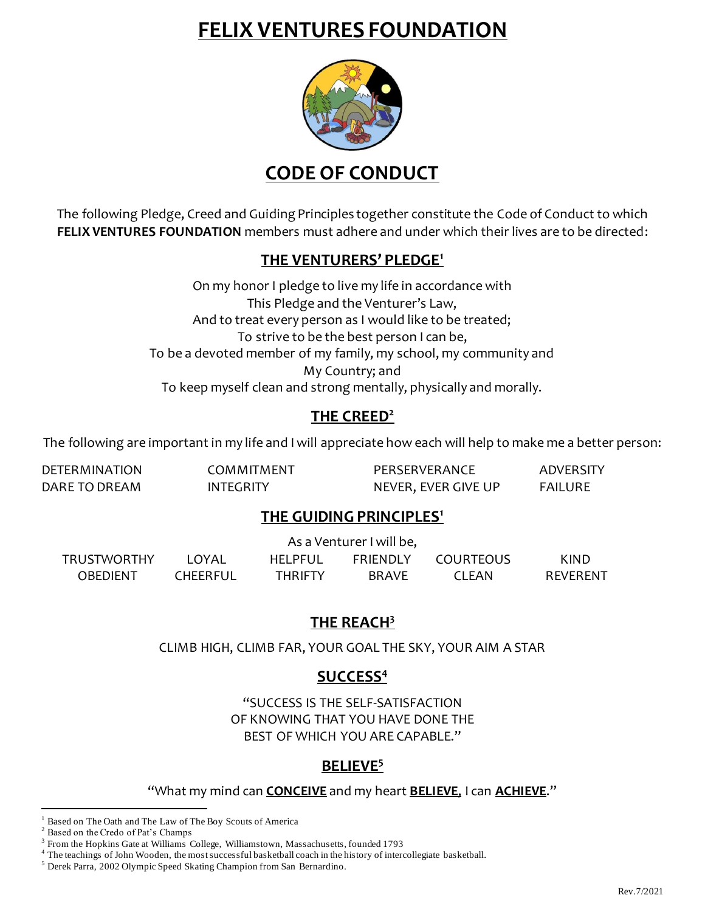# FELIX VENTURES FOUNDATION

## CODE OF CONDUCT

The following Pledge, Creed and Guiding Principles together constitute the Code of Conduct to which **FELIX VENTURES FOUNDATION** members must adhere and under which their lives are to be directed:

### THE VENTURERS' PLEDGE[1]

On my honor I pledge to live my life in accordance with
This Pledge and the Venturer's Law,
And to treat every person as I would like to be treated;
To strive to be the best person I can be,
To be a devoted member of my family, my school, my community and
My Country; and
To keep myself clean and strong mentally, physically and morally.

### THE CREED[2]

The following are important in my life and I will appreciate how each will help to make me a better person:

| | | | |
|---|---|---|---|
| DETERMINATION | COMMITMENT | PERSERVERANCE | ADVERSITY |
| DARE TO DREAM | INTEGRITY | NEVER, EVER GIVE UP | FAILURE |

### THE GUIDING PRINCIPLES[1]

As a Venturer I will be,

| | | | | | |
|---|---|---|---|---|---|
| TRUSTWORTHY | LOYAL | HELPFUL | FRIENDLY | COURTEOUS | KIND |
| OBEDIENT | CHEERFUL | THRIFTY | BRAVE | CLEAN | REVERENT |

### THE REACH[3]

CLIMB HIGH, CLIMB FAR, YOUR GOAL THE SKY, YOUR AIM A STAR

### SUCCESS[4]

"SUCCESS IS THE SELF-SATISFACTION
OF KNOWING THAT YOU HAVE DONE THE
BEST OF WHICH YOU ARE CAPABLE."

### BELIEVE[5]

"What my mind can **CONCEIVE** and my heart **BELIEVE,** I can **ACHIEVE**."

---

[1] Based on The Oath and The Law of The Boy Scouts of America
[2] Based on the Credo of Pat's Champs
[3] From the Hopkins Gate at Williams College, Williamstown, Massachusetts, founded 1793
[4] The teachings of John Wooden, the most successful basketball coach in the history of intercollegiate basketball.
[5] Derek Parra, 2002 Olympic Speed Skating Champion from San Bernardino.

Rev.7/2021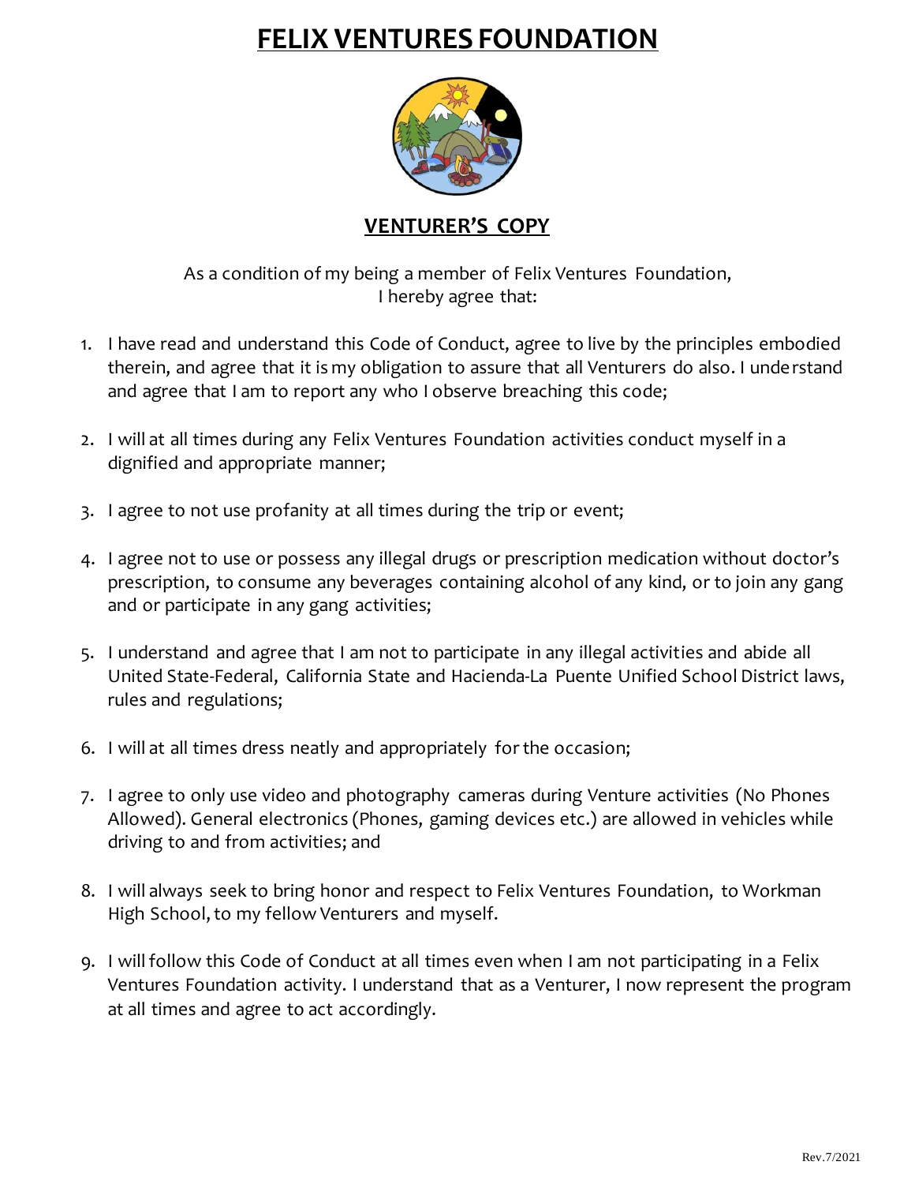# FELIX VENTURES FOUNDATION

## VENTURER'S COPY

As a condition of my being a member of Felix Ventures Foundation,
I hereby agree that:

1. I have read and understand this Code of Conduct, agree to live by the principles embodied therein, and agree that it is my obligation to assure that all Venturers do also. I understand and agree that I am to report any who I observe breaching this code;

2. I will at all times during any Felix Ventures Foundation activities conduct myself in a dignified and appropriate manner;

3. I agree to not use profanity at all times during the trip or event;

4. I agree not to use or possess any illegal drugs or prescription medication without doctor's prescription, to consume any beverages containing alcohol of any kind, or to join any gang and or participate in any gang activities;

5. I understand and agree that I am not to participate in any illegal activities and abide all United State-Federal, California State and Hacienda-La Puente Unified School District laws, rules and regulations;

6. I will at all times dress neatly and appropriately for the occasion;

7. I agree to only use video and photography cameras during Venture activities (No Phones Allowed). General electronics (Phones, gaming devices etc.) are allowed in vehicles while driving to and from activities; and

8. I will always seek to bring honor and respect to Felix Ventures Foundation, to Workman High School, to my fellow Venturers and myself.

9. I will follow this Code of Conduct at all times even when I am not participating in a Felix Ventures Foundation activity. I understand that as a Venturer, I now represent the program at all times and agree to act accordingly.

Rev.7/2021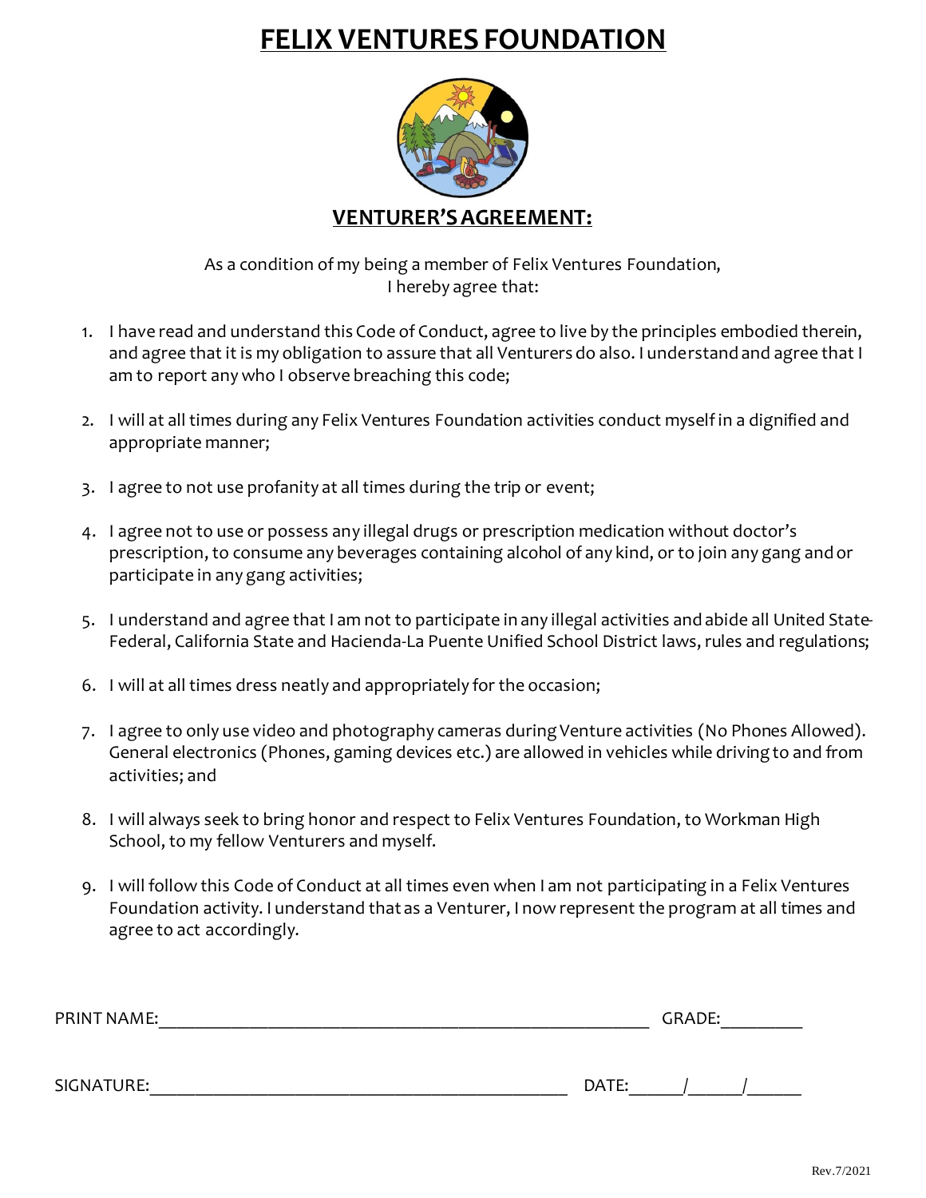# FELIX VENTURES FOUNDATION

## VENTURER'S AGREEMENT:

As a condition of my being a member of Felix Ventures Foundation,
I hereby agree that:

1. I have read and understand this Code of Conduct, agree to live by the principles embodied therein, and agree that it is my obligation to assure that all Venturers do also. I understand and agree that I am to report any who I observe breaching this code;

2. I will at all times during any Felix Ventures Foundation activities conduct myself in a dignified and appropriate manner;

3. I agree to not use profanity at all times during the trip or event;

4. I agree not to use or possess any illegal drugs or prescription medication without doctor's prescription, to consume any beverages containing alcohol of any kind, or to join any gang and or participate in any gang activities;

5. I understand and agree that I am not to participate in any illegal activities and abide all United State-Federal, California State and Hacienda-La Puente Unified School District laws, rules and regulations;

6. I will at all times dress neatly and appropriately for the occasion;

7. I agree to only use video and photography cameras during Venture activities (No Phones Allowed). General electronics (Phones, gaming devices etc.) are allowed in vehicles while driving to and from activities; and

8. I will always seek to bring honor and respect to Felix Ventures Foundation, to Workman High School, to my fellow Venturers and myself.

9. I will follow this Code of Conduct at all times even when I am not participating in a Felix Ventures Foundation activity. I understand that as a Venturer, I now represent the program at all times and agree to act accordingly.

PRINT NAME:_______________________________________________________ GRADE:_________

SIGNATURE:______________________________________________ DATE:______/______/______

Rev.7/2021